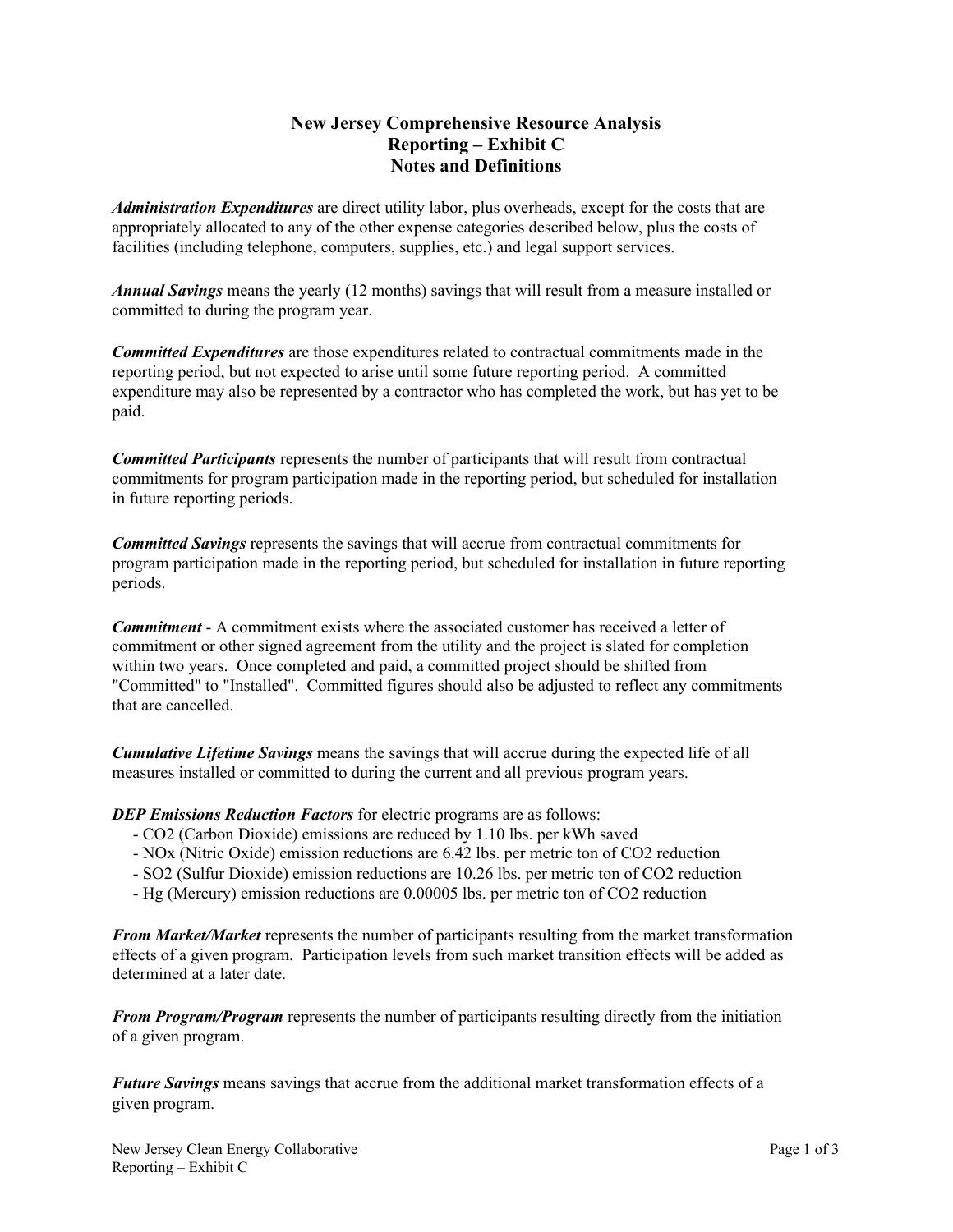# New Jersey Comprehensive Resource Analysis
## Reporting – Exhibit C
## Notes and Definitions

***Administration Expenditures*** are direct utility labor, plus overheads, except for the costs that are appropriately allocated to any of the other expense categories described below, plus the costs of facilities (including telephone, computers, supplies, etc.) and legal support services.

***Annual Savings*** means the yearly (12 months) savings that will result from a measure installed or committed to during the program year.

***Committed Expenditures*** are those expenditures related to contractual commitments made in the reporting period, but not expected to arise until some future reporting period. A committed expenditure may also be represented by a contractor who has completed the work, but has yet to be paid.

***Committed Participants*** represents the number of participants that will result from contractual commitments for program participation made in the reporting period, but scheduled for installation in future reporting periods.

***Committed Savings*** represents the savings that will accrue from contractual commitments for program participation made in the reporting period, but scheduled for installation in future reporting periods.

***Commitment*** - A commitment exists where the associated customer has received a letter of commitment or other signed agreement from the utility and the project is slated for completion within two years. Once completed and paid, a committed project should be shifted from "Committed" to "Installed". Committed figures should also be adjusted to reflect any commitments that are cancelled.

***Cumulative Lifetime Savings*** means the savings that will accrue during the expected life of all measures installed or committed to during the current and all previous program years.

***DEP Emissions Reduction Factors*** for electric programs are as follows:

- $CO_2$ (Carbon Dioxide) emissions are reduced by 1.10 lbs. per kWh saved
- $NO_x$ (Nitric Oxide) emission reductions are 6.42 lbs. per metric ton of $CO_2$ reduction
- $SO_2$ (Sulfur Dioxide) emission reductions are 10.26 lbs. per metric ton of $CO_2$ reduction
- Hg (Mercury) emission reductions are 0.00005 lbs. per metric ton of $CO_2$ reduction

***From Market/Market*** represents the number of participants resulting from the market transformation effects of a given program. Participation levels from such market transition effects will be added as determined at a later date.

***From Program/Program*** represents the number of participants resulting directly from the initiation of a given program.

***Future Savings*** means savings that accrue from the additional market transformation effects of a given program.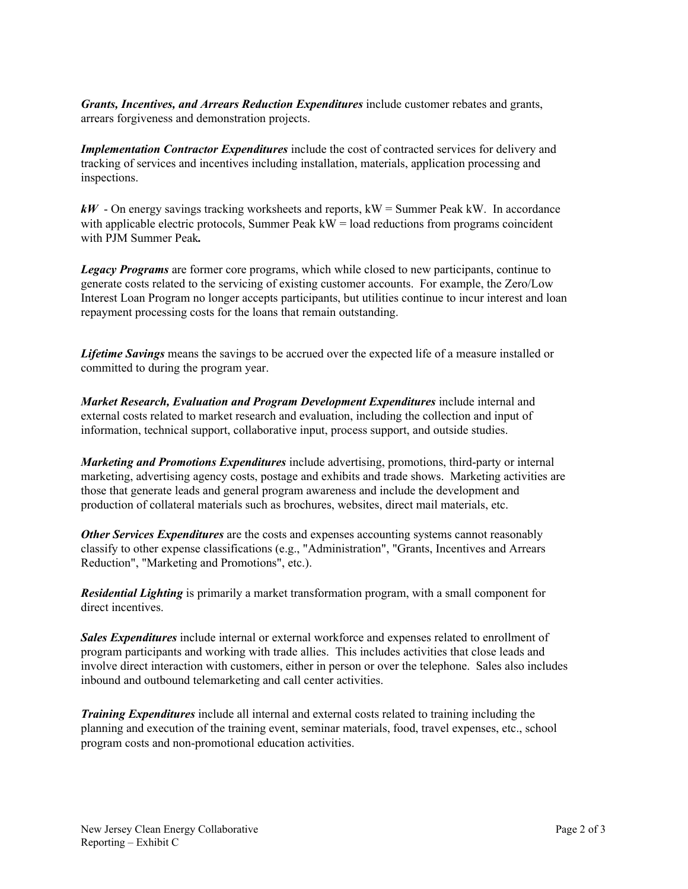***Grants, Incentives, and Arrears Reduction Expenditures*** include customer rebates and grants, arrears forgiveness and demonstration projects.

***Implementation Contractor Expenditures*** include the cost of contracted services for delivery and tracking of services and incentives including installation, materials, application processing and inspections.

***kW*** - On energy savings tracking worksheets and reports, kW = Summer Peak kW. In accordance with applicable electric protocols, Summer Peak kW = load reductions from programs coincident with PJM Summer Peak**.**

***Legacy Programs*** are former core programs, which while closed to new participants, continue to generate costs related to the servicing of existing customer accounts. For example, the Zero/Low Interest Loan Program no longer accepts participants, but utilities continue to incur interest and loan repayment processing costs for the loans that remain outstanding.

***Lifetime Savings*** means the savings to be accrued over the expected life of a measure installed or committed to during the program year.

***Market Research, Evaluation and Program Development Expenditures*** include internal and external costs related to market research and evaluation, including the collection and input of information, technical support, collaborative input, process support, and outside studies.

***Marketing and Promotions Expenditures*** include advertising, promotions, third-party or internal marketing, advertising agency costs, postage and exhibits and trade shows. Marketing activities are those that generate leads and general program awareness and include the development and production of collateral materials such as brochures, websites, direct mail materials, etc.

***Other Services Expenditures*** are the costs and expenses accounting systems cannot reasonably classify to other expense classifications (e.g., "Administration", "Grants, Incentives and Arrears Reduction", "Marketing and Promotions", etc.).

***Residential Lighting*** is primarily a market transformation program, with a small component for direct incentives.

***Sales Expenditures*** include internal or external workforce and expenses related to enrollment of program participants and working with trade allies. This includes activities that close leads and involve direct interaction with customers, either in person or over the telephone. Sales also includes inbound and outbound telemarketing and call center activities.

***Training Expenditures*** include all internal and external costs related to training including the planning and execution of the training event, seminar materials, food, travel expenses, etc., school program costs and non-promotional education activities.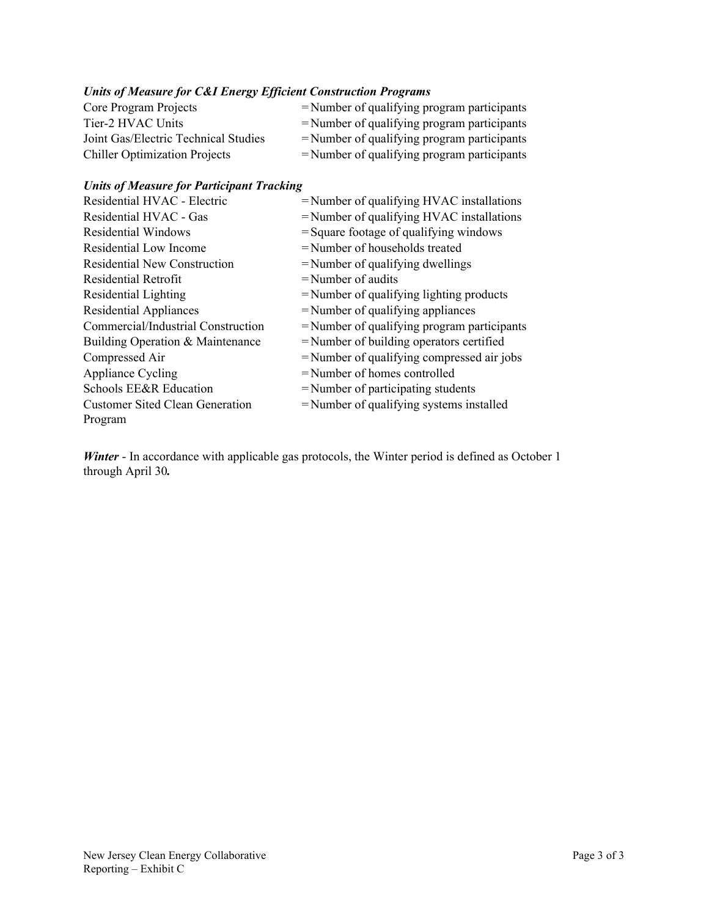***Units of Measure for C&I Energy Efficient Construction Programs***

| | |
|---|---|
| Core Program Projects | = Number of qualifying program participants |
| Tier-2 HVAC Units | = Number of qualifying program participants |
| Joint Gas/Electric Technical Studies | = Number of qualifying program participants |
| Chiller Optimization Projects | = Number of qualifying program participants |

***Units of Measure for Participant Tracking***

| | |
|---|---|
| Residential HVAC - Electric | = Number of qualifying HVAC installations |
| Residential HVAC - Gas | = Number of qualifying HVAC installations |
| Residential Windows | = Square footage of qualifying windows |
| Residential Low Income | = Number of households treated |
| Residential New Construction | = Number of qualifying dwellings |
| Residential Retrofit | = Number of audits |
| Residential Lighting | = Number of qualifying lighting products |
| Residential Appliances | = Number of qualifying appliances |
| Commercial/Industrial Construction | = Number of qualifying program participants |
| Building Operation & Maintenance | = Number of building operators certified |
| Compressed Air | = Number of qualifying compressed air jobs |
| Appliance Cycling | = Number of homes controlled |
| Schools EE&R Education | = Number of participating students |
| Customer Sited Clean Generation Program | = Number of qualifying systems installed |

***Winter*** - In accordance with applicable gas protocols, the Winter period is defined as October 1 through April 30***.***

New Jersey Clean Energy Collaborative
Reporting – Exhibit C